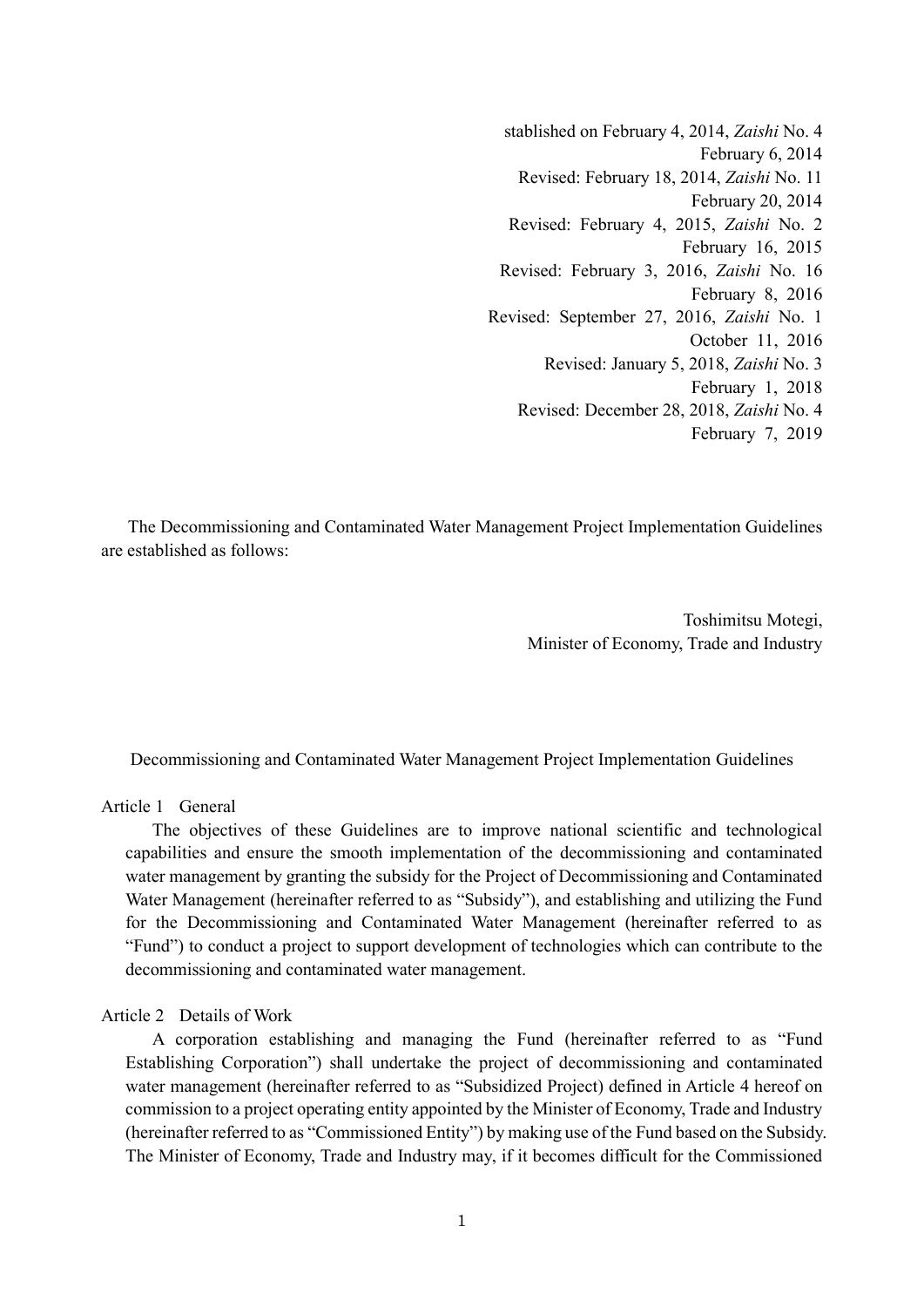stablished on February 4, 2014, *Zaishi* No. 4
February 6, 2014
Revised: February 18, 2014, *Zaishi* No. 11
February 20, 2014
Revised: February 4, 2015, *Zaishi* No. 2
February 16, 2015
Revised: February 3, 2016, *Zaishi* No. 16
February 8, 2016
Revised: September 27, 2016, *Zaishi* No. 1
October 11, 2016
Revised: January 5, 2018, *Zaishi* No. 3
February 1, 2018
Revised: December 28, 2018, *Zaishi* No. 4
February 7, 2019

The Decommissioning and Contaminated Water Management Project Implementation Guidelines are established as follows:

Toshimitsu Motegi,
Minister of Economy, Trade and Industry

# Decommissioning and Contaminated Water Management Project Implementation Guidelines

## Article 1 General

The objectives of these Guidelines are to improve national scientific and technological capabilities and ensure the smooth implementation of the decommissioning and contaminated water management by granting the subsidy for the Project of Decommissioning and Contaminated Water Management (hereinafter referred to as "Subsidy"), and establishing and utilizing the Fund for the Decommissioning and Contaminated Water Management (hereinafter referred to as "Fund") to conduct a project to support development of technologies which can contribute to the decommissioning and contaminated water management.

## Article 2 Details of Work

A corporation establishing and managing the Fund (hereinafter referred to as "Fund Establishing Corporation") shall undertake the project of decommissioning and contaminated water management (hereinafter referred to as "Subsidized Project) defined in Article 4 hereof on commission to a project operating entity appointed by the Minister of Economy, Trade and Industry (hereinafter referred to as "Commissioned Entity") by making use of the Fund based on the Subsidy. The Minister of Economy, Trade and Industry may, if it becomes difficult for the Commissioned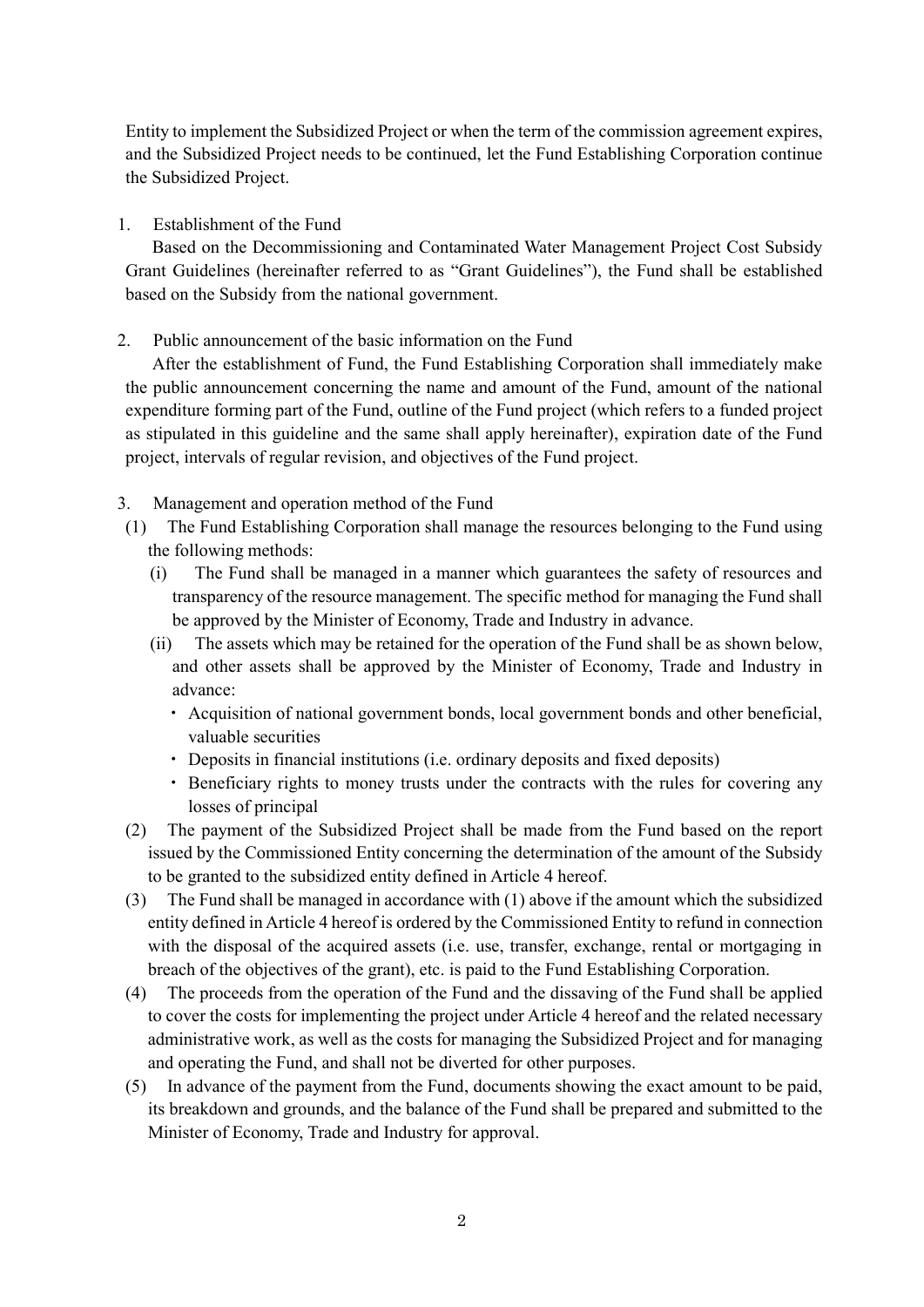Entity to implement the Subsidized Project or when the term of the commission agreement expires, and the Subsidized Project needs to be continued, let the Fund Establishing Corporation continue the Subsidized Project.

1. Establishment of the Fund

Based on the Decommissioning and Contaminated Water Management Project Cost Subsidy Grant Guidelines (hereinafter referred to as "Grant Guidelines"), the Fund shall be established based on the Subsidy from the national government.

2. Public announcement of the basic information on the Fund

After the establishment of Fund, the Fund Establishing Corporation shall immediately make the public announcement concerning the name and amount of the Fund, amount of the national expenditure forming part of the Fund, outline of the Fund project (which refers to a funded project as stipulated in this guideline and the same shall apply hereinafter), expiration date of the Fund project, intervals of regular revision, and objectives of the Fund project.

3. Management and operation method of the Fund

(1) The Fund Establishing Corporation shall manage the resources belonging to the Fund using the following methods:

(i) The Fund shall be managed in a manner which guarantees the safety of resources and transparency of the resource management. The specific method for managing the Fund shall be approved by the Minister of Economy, Trade and Industry in advance.

(ii) The assets which may be retained for the operation of the Fund shall be as shown below, and other assets shall be approved by the Minister of Economy, Trade and Industry in advance:

- Acquisition of national government bonds, local government bonds and other beneficial, valuable securities
- Deposits in financial institutions (i.e. ordinary deposits and fixed deposits)
- Beneficiary rights to money trusts under the contracts with the rules for covering any losses of principal

(2) The payment of the Subsidized Project shall be made from the Fund based on the report issued by the Commissioned Entity concerning the determination of the amount of the Subsidy to be granted to the subsidized entity defined in Article 4 hereof.

(3) The Fund shall be managed in accordance with (1) above if the amount which the subsidized entity defined in Article 4 hereof is ordered by the Commissioned Entity to refund in connection with the disposal of the acquired assets (i.e. use, transfer, exchange, rental or mortgaging in breach of the objectives of the grant), etc. is paid to the Fund Establishing Corporation.

(4) The proceeds from the operation of the Fund and the dissaving of the Fund shall be applied to cover the costs for implementing the project under Article 4 hereof and the related necessary administrative work, as well as the costs for managing the Subsidized Project and for managing and operating the Fund, and shall not be diverted for other purposes.

(5) In advance of the payment from the Fund, documents showing the exact amount to be paid, its breakdown and grounds, and the balance of the Fund shall be prepared and submitted to the Minister of Economy, Trade and Industry for approval.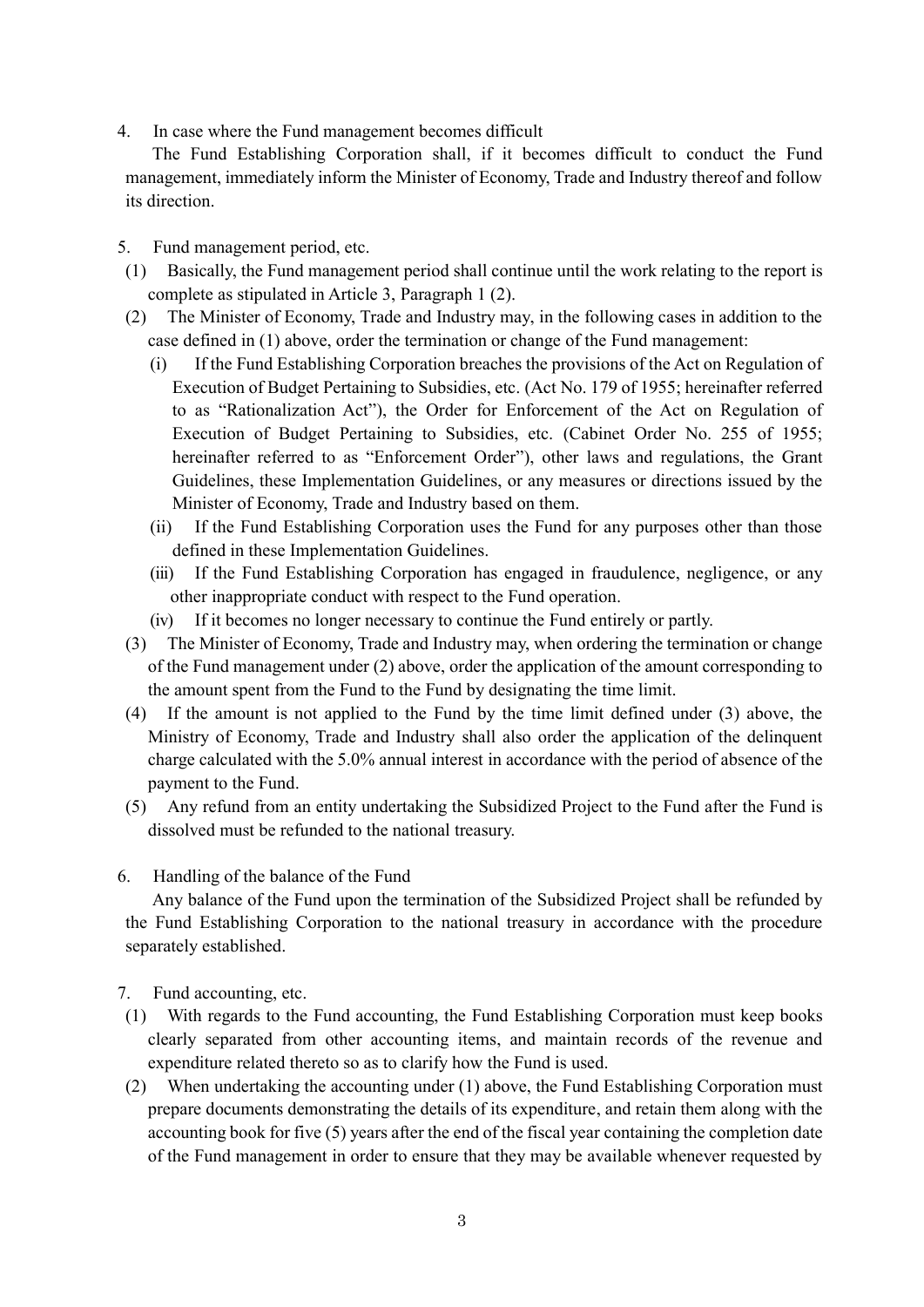4. In case where the Fund management becomes difficult

The Fund Establishing Corporation shall, if it becomes difficult to conduct the Fund management, immediately inform the Minister of Economy, Trade and Industry thereof and follow its direction.

5. Fund management period, etc.

(1) Basically, the Fund management period shall continue until the work relating to the report is complete as stipulated in Article 3, Paragraph 1 (2).

(2) The Minister of Economy, Trade and Industry may, in the following cases in addition to the case defined in (1) above, order the termination or change of the Fund management:

(i) If the Fund Establishing Corporation breaches the provisions of the Act on Regulation of Execution of Budget Pertaining to Subsidies, etc. (Act No. 179 of 1955; hereinafter referred to as "Rationalization Act"), the Order for Enforcement of the Act on Regulation of Execution of Budget Pertaining to Subsidies, etc. (Cabinet Order No. 255 of 1955; hereinafter referred to as "Enforcement Order"), other laws and regulations, the Grant Guidelines, these Implementation Guidelines, or any measures or directions issued by the Minister of Economy, Trade and Industry based on them.

(ii) If the Fund Establishing Corporation uses the Fund for any purposes other than those defined in these Implementation Guidelines.

(iii) If the Fund Establishing Corporation has engaged in fraudulence, negligence, or any other inappropriate conduct with respect to the Fund operation.

(iv) If it becomes no longer necessary to continue the Fund entirely or partly.

(3) The Minister of Economy, Trade and Industry may, when ordering the termination or change of the Fund management under (2) above, order the application of the amount corresponding to the amount spent from the Fund to the Fund by designating the time limit.

(4) If the amount is not applied to the Fund by the time limit defined under (3) above, the Ministry of Economy, Trade and Industry shall also order the application of the delinquent charge calculated with the 5.0% annual interest in accordance with the period of absence of the payment to the Fund.

(5) Any refund from an entity undertaking the Subsidized Project to the Fund after the Fund is dissolved must be refunded to the national treasury.

6. Handling of the balance of the Fund

Any balance of the Fund upon the termination of the Subsidized Project shall be refunded by the Fund Establishing Corporation to the national treasury in accordance with the procedure separately established.

7. Fund accounting, etc.

(1) With regards to the Fund accounting, the Fund Establishing Corporation must keep books clearly separated from other accounting items, and maintain records of the revenue and expenditure related thereto so as to clarify how the Fund is used.

(2) When undertaking the accounting under (1) above, the Fund Establishing Corporation must prepare documents demonstrating the details of its expenditure, and retain them along with the accounting book for five (5) years after the end of the fiscal year containing the completion date of the Fund management in order to ensure that they may be available whenever requested by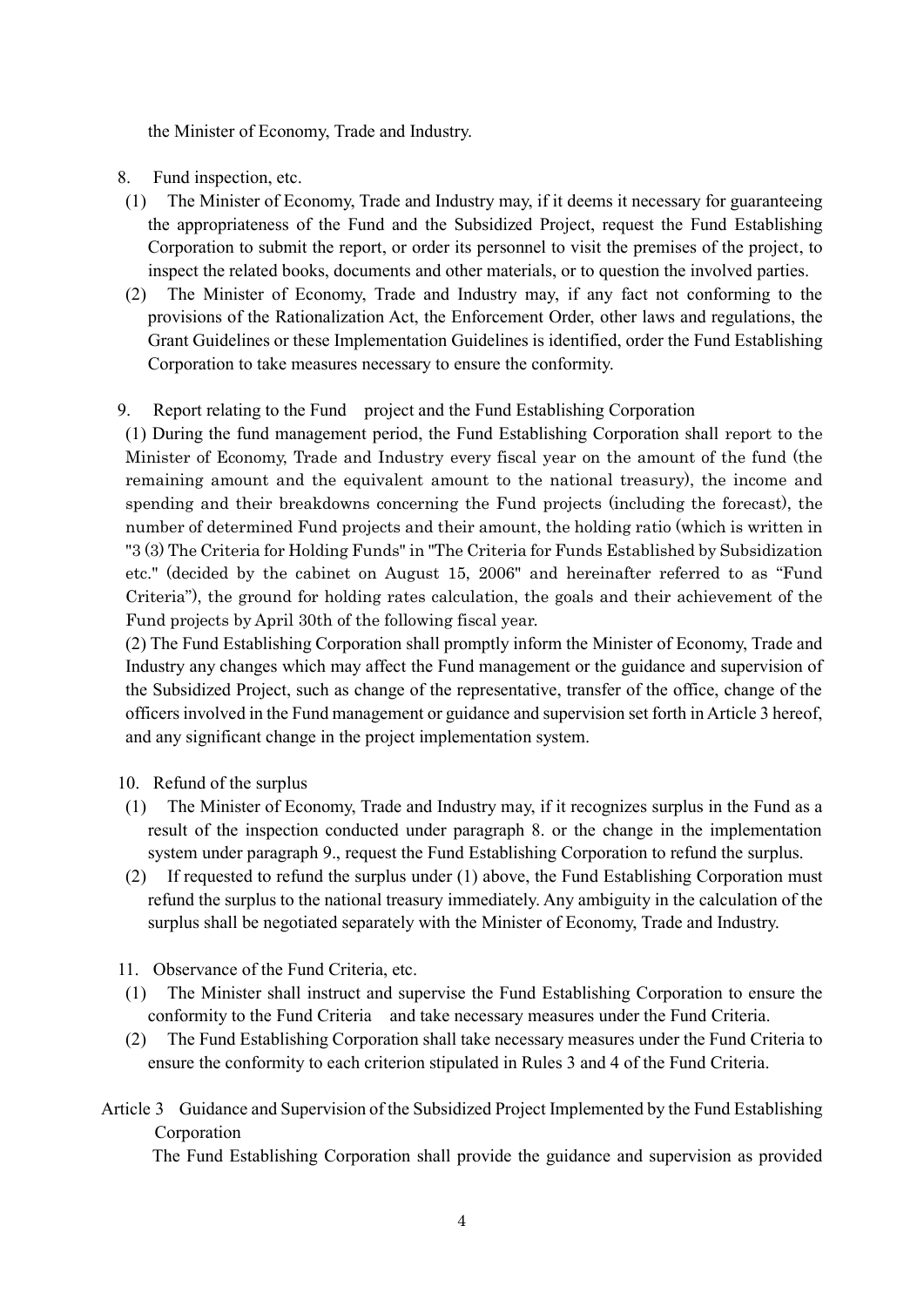the Minister of Economy, Trade and Industry.

8. Fund inspection, etc.

(1) The Minister of Economy, Trade and Industry may, if it deems it necessary for guaranteeing the appropriateness of the Fund and the Subsidized Project, request the Fund Establishing Corporation to submit the report, or order its personnel to visit the premises of the project, to inspect the related books, documents and other materials, or to question the involved parties.

(2) The Minister of Economy, Trade and Industry may, if any fact not conforming to the provisions of the Rationalization Act, the Enforcement Order, other laws and regulations, the Grant Guidelines or these Implementation Guidelines is identified, order the Fund Establishing Corporation to take measures necessary to ensure the conformity.

9. Report relating to the Fund project and the Fund Establishing Corporation

(1) During the fund management period, the Fund Establishing Corporation shall report to the Minister of Economy, Trade and Industry every fiscal year on the amount of the fund (the remaining amount and the equivalent amount to the national treasury), the income and spending and their breakdowns concerning the Fund projects (including the forecast), the number of determined Fund projects and their amount, the holding ratio (which is written in "3 (3) The Criteria for Holding Funds" in "The Criteria for Funds Established by Subsidization etc." (decided by the cabinet on August 15, 2006" and hereinafter referred to as "Fund Criteria"), the ground for holding rates calculation, the goals and their achievement of the Fund projects by April 30th of the following fiscal year.

(2) The Fund Establishing Corporation shall promptly inform the Minister of Economy, Trade and Industry any changes which may affect the Fund management or the guidance and supervision of the Subsidized Project, such as change of the representative, transfer of the office, change of the officers involved in the Fund management or guidance and supervision set forth in Article 3 hereof, and any significant change in the project implementation system.

10. Refund of the surplus

(1) The Minister of Economy, Trade and Industry may, if it recognizes surplus in the Fund as a result of the inspection conducted under paragraph 8. or the change in the implementation system under paragraph 9., request the Fund Establishing Corporation to refund the surplus.

(2) If requested to refund the surplus under (1) above, the Fund Establishing Corporation must refund the surplus to the national treasury immediately. Any ambiguity in the calculation of the surplus shall be negotiated separately with the Minister of Economy, Trade and Industry.

11. Observance of the Fund Criteria, etc.

(1) The Minister shall instruct and supervise the Fund Establishing Corporation to ensure the conformity to the Fund Criteria and take necessary measures under the Fund Criteria.

(2) The Fund Establishing Corporation shall take necessary measures under the Fund Criteria to ensure the conformity to each criterion stipulated in Rules 3 and 4 of the Fund Criteria.

Article 3 Guidance and Supervision of the Subsidized Project Implemented by the Fund Establishing Corporation

The Fund Establishing Corporation shall provide the guidance and supervision as provided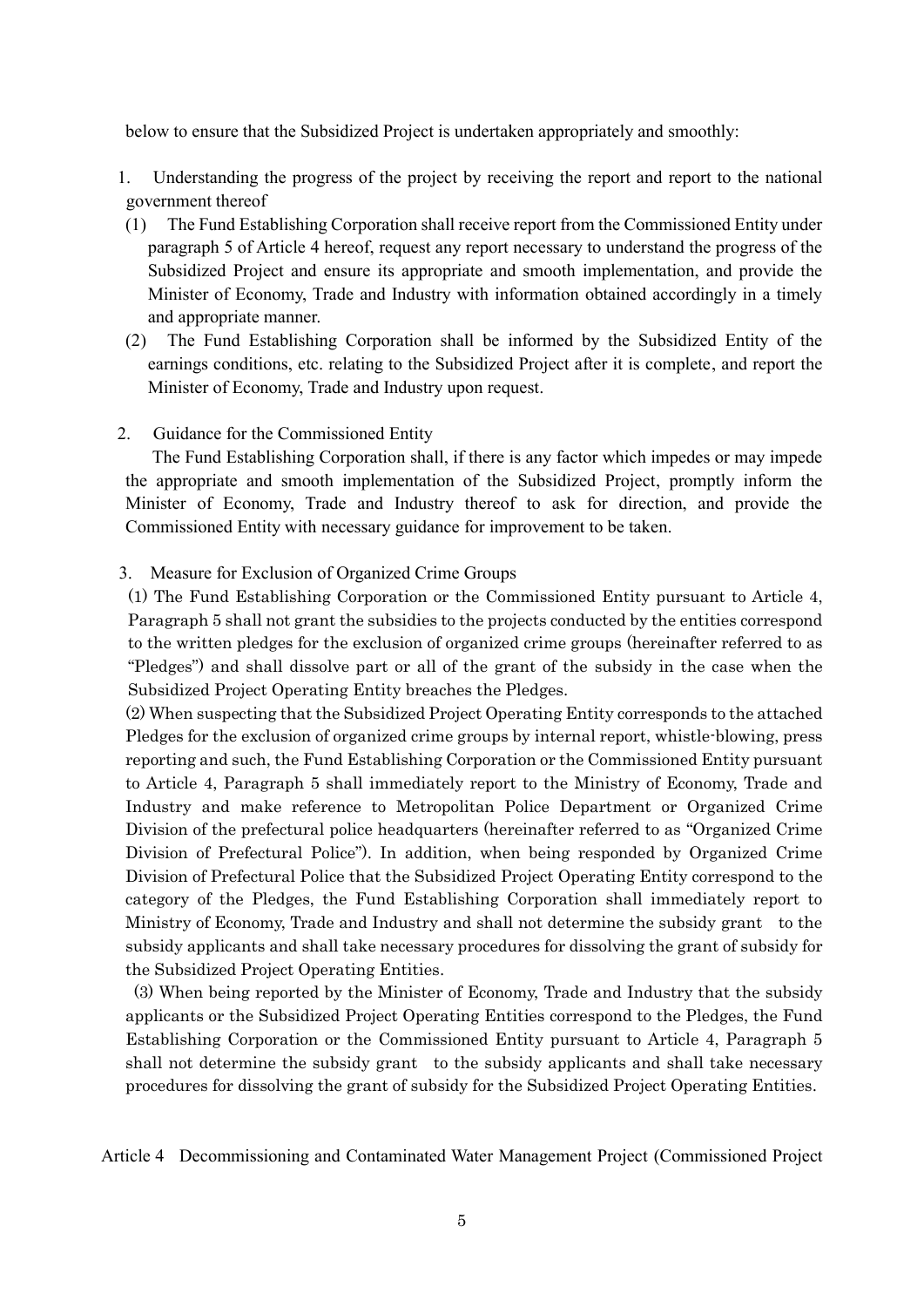below to ensure that the Subsidized Project is undertaken appropriately and smoothly:

1. Understanding the progress of the project by receiving the report and report to the national government thereof
   (1) The Fund Establishing Corporation shall receive report from the Commissioned Entity under paragraph 5 of Article 4 hereof, request any report necessary to understand the progress of the Subsidized Project and ensure its appropriate and smooth implementation, and provide the Minister of Economy, Trade and Industry with information obtained accordingly in a timely and appropriate manner.
   (2) The Fund Establishing Corporation shall be informed by the Subsidized Entity of the earnings conditions, etc. relating to the Subsidized Project after it is complete, and report the Minister of Economy, Trade and Industry upon request.

2. Guidance for the Commissioned Entity

   The Fund Establishing Corporation shall, if there is any factor which impedes or may impede the appropriate and smooth implementation of the Subsidized Project, promptly inform the Minister of Economy, Trade and Industry thereof to ask for direction, and provide the Commissioned Entity with necessary guidance for improvement to be taken.

3. Measure for Exclusion of Organized Crime Groups

   (1) The Fund Establishing Corporation or the Commissioned Entity pursuant to Article 4, Paragraph 5 shall not grant the subsidies to the projects conducted by the entities correspond to the written pledges for the exclusion of organized crime groups (hereinafter referred to as "Pledges") and shall dissolve part or all of the grant of the subsidy in the case when the Subsidized Project Operating Entity breaches the Pledges.

   (2) When suspecting that the Subsidized Project Operating Entity corresponds to the attached Pledges for the exclusion of organized crime groups by internal report, whistle-blowing, press reporting and such, the Fund Establishing Corporation or the Commissioned Entity pursuant to Article 4, Paragraph 5 shall immediately report to the Ministry of Economy, Trade and Industry and make reference to Metropolitan Police Department or Organized Crime Division of the prefectural police headquarters (hereinafter referred to as "Organized Crime Division of Prefectural Police"). In addition, when being responded by Organized Crime Division of Prefectural Police that the Subsidized Project Operating Entity correspond to the category of the Pledges, the Fund Establishing Corporation shall immediately report to Ministry of Economy, Trade and Industry and shall not determine the subsidy grant to the subsidy applicants and shall take necessary procedures for dissolving the grant of subsidy for the Subsidized Project Operating Entities.

   (3) When being reported by the Minister of Economy, Trade and Industry that the subsidy applicants or the Subsidized Project Operating Entities correspond to the Pledges, the Fund Establishing Corporation or the Commissioned Entity pursuant to Article 4, Paragraph 5 shall not determine the subsidy grant to the subsidy applicants and shall take necessary procedures for dissolving the grant of subsidy for the Subsidized Project Operating Entities.

Article 4 Decommissioning and Contaminated Water Management Project (Commissioned Project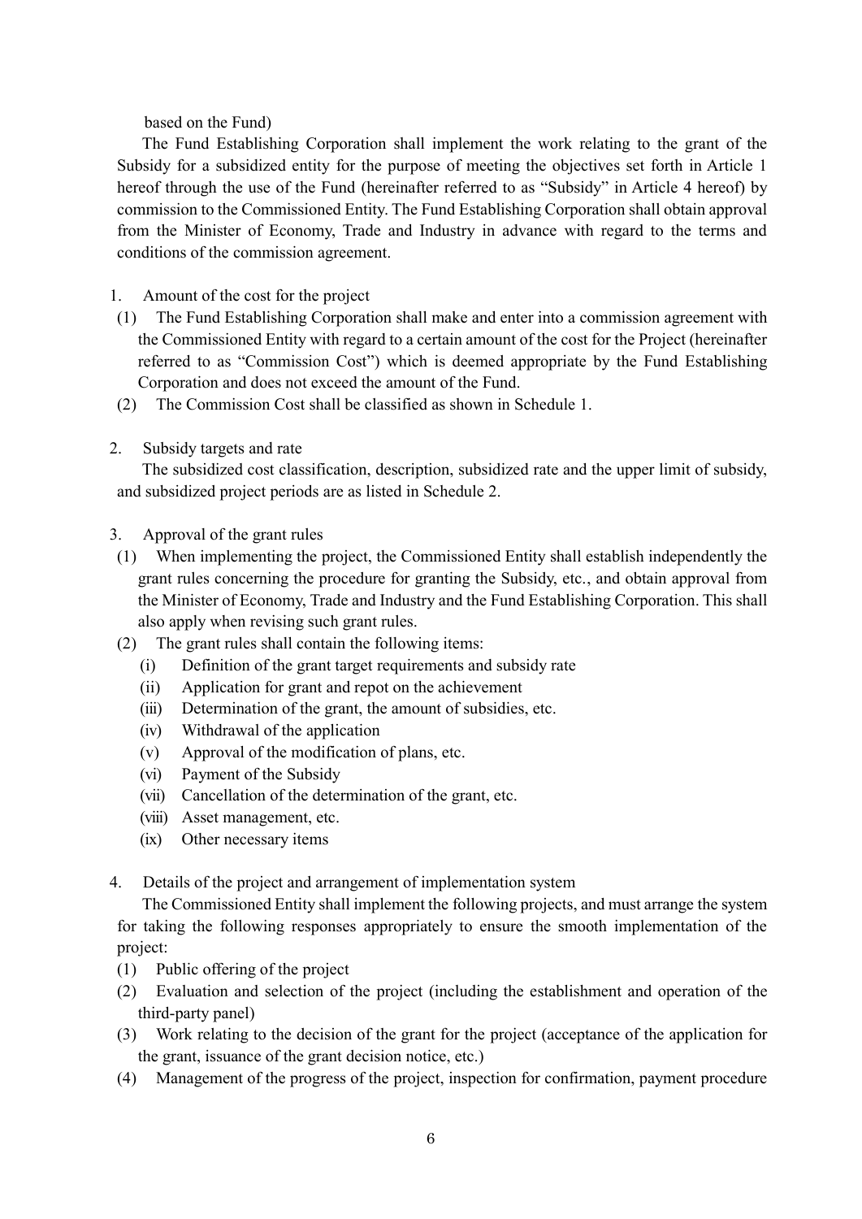based on the Fund)

The Fund Establishing Corporation shall implement the work relating to the grant of the Subsidy for a subsidized entity for the purpose of meeting the objectives set forth in Article 1 hereof through the use of the Fund (hereinafter referred to as "Subsidy" in Article 4 hereof) by commission to the Commissioned Entity. The Fund Establishing Corporation shall obtain approval from the Minister of Economy, Trade and Industry in advance with regard to the terms and conditions of the commission agreement.

1. Amount of the cost for the project
   (1) The Fund Establishing Corporation shall make and enter into a commission agreement with the Commissioned Entity with regard to a certain amount of the cost for the Project (hereinafter referred to as "Commission Cost") which is deemed appropriate by the Fund Establishing Corporation and does not exceed the amount of the Fund.
   (2) The Commission Cost shall be classified as shown in Schedule 1.

2. Subsidy targets and rate

   The subsidized cost classification, description, subsidized rate and the upper limit of subsidy, and subsidized project periods are as listed in Schedule 2.

3. Approval of the grant rules
   (1) When implementing the project, the Commissioned Entity shall establish independently the grant rules concerning the procedure for granting the Subsidy, etc., and obtain approval from the Minister of Economy, Trade and Industry and the Fund Establishing Corporation. This shall also apply when revising such grant rules.
   (2) The grant rules shall contain the following items:
      (i) Definition of the grant target requirements and subsidy rate
      (ii) Application for grant and repot on the achievement
      (iii) Determination of the grant, the amount of subsidies, etc.
      (iv) Withdrawal of the application
      (v) Approval of the modification of plans, etc.
      (vi) Payment of the Subsidy
      (vii) Cancellation of the determination of the grant, etc.
      (viii) Asset management, etc.
      (ix) Other necessary items

4. Details of the project and arrangement of implementation system

   The Commissioned Entity shall implement the following projects, and must arrange the system for taking the following responses appropriately to ensure the smooth implementation of the project:
   (1) Public offering of the project
   (2) Evaluation and selection of the project (including the establishment and operation of the third-party panel)
   (3) Work relating to the decision of the grant for the project (acceptance of the application for the grant, issuance of the grant decision notice, etc.)
   (4) Management of the progress of the project, inspection for confirmation, payment procedure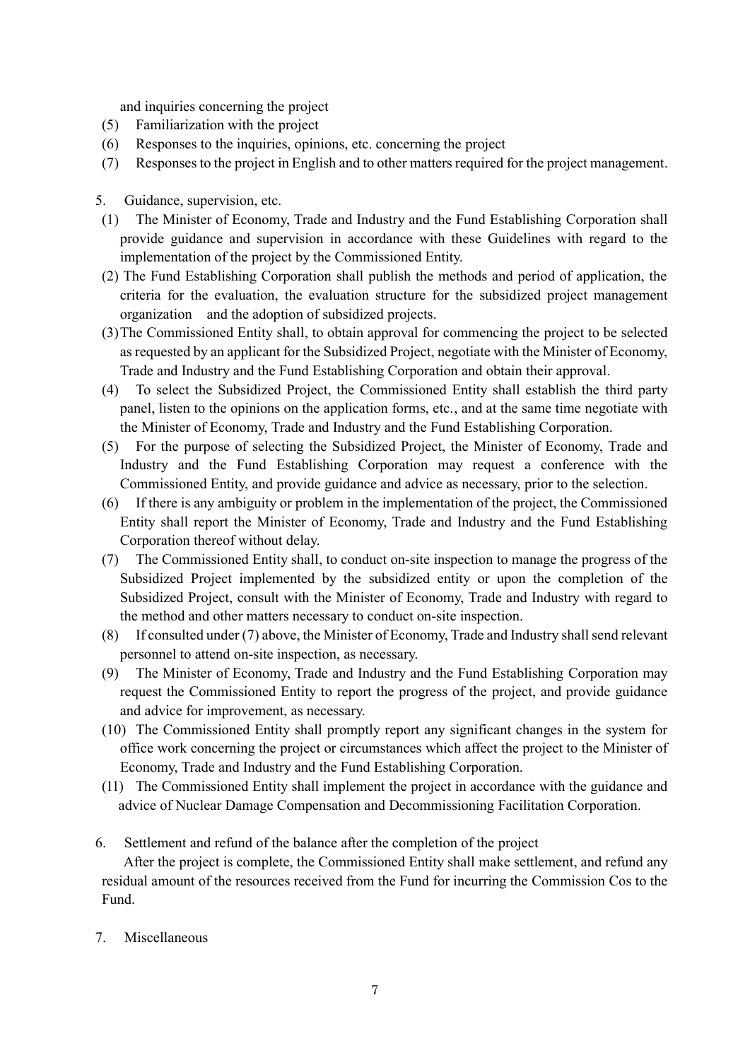and inquiries concerning the project

(5) Familiarization with the project

(6) Responses to the inquiries, opinions, etc. concerning the project

(7) Responses to the project in English and to other matters required for the project management.

5. Guidance, supervision, etc.

(1) The Minister of Economy, Trade and Industry and the Fund Establishing Corporation shall provide guidance and supervision in accordance with these Guidelines with regard to the implementation of the project by the Commissioned Entity.

(2) The Fund Establishing Corporation shall publish the methods and period of application, the criteria for the evaluation, the evaluation structure for the subsidized project management organization and the adoption of subsidized projects.

(3) The Commissioned Entity shall, to obtain approval for commencing the project to be selected as requested by an applicant for the Subsidized Project, negotiate with the Minister of Economy, Trade and Industry and the Fund Establishing Corporation and obtain their approval.

(4) To select the Subsidized Project, the Commissioned Entity shall establish the third party panel, listen to the opinions on the application forms, etc., and at the same time negotiate with the Minister of Economy, Trade and Industry and the Fund Establishing Corporation.

(5) For the purpose of selecting the Subsidized Project, the Minister of Economy, Trade and Industry and the Fund Establishing Corporation may request a conference with the Commissioned Entity, and provide guidance and advice as necessary, prior to the selection.

(6) If there is any ambiguity or problem in the implementation of the project, the Commissioned Entity shall report the Minister of Economy, Trade and Industry and the Fund Establishing Corporation thereof without delay.

(7) The Commissioned Entity shall, to conduct on-site inspection to manage the progress of the Subsidized Project implemented by the subsidized entity or upon the completion of the Subsidized Project, consult with the Minister of Economy, Trade and Industry with regard to the method and other matters necessary to conduct on-site inspection.

(8) If consulted under (7) above, the Minister of Economy, Trade and Industry shall send relevant personnel to attend on-site inspection, as necessary.

(9) The Minister of Economy, Trade and Industry and the Fund Establishing Corporation may request the Commissioned Entity to report the progress of the project, and provide guidance and advice for improvement, as necessary.

(10) The Commissioned Entity shall promptly report any significant changes in the system for office work concerning the project or circumstances which affect the project to the Minister of Economy, Trade and Industry and the Fund Establishing Corporation.

(11) The Commissioned Entity shall implement the project in accordance with the guidance and advice of Nuclear Damage Compensation and Decommissioning Facilitation Corporation.

6. Settlement and refund of the balance after the completion of the project

After the project is complete, the Commissioned Entity shall make settlement, and refund any residual amount of the resources received from the Fund for incurring the Commission Cos to the Fund.

7. Miscellaneous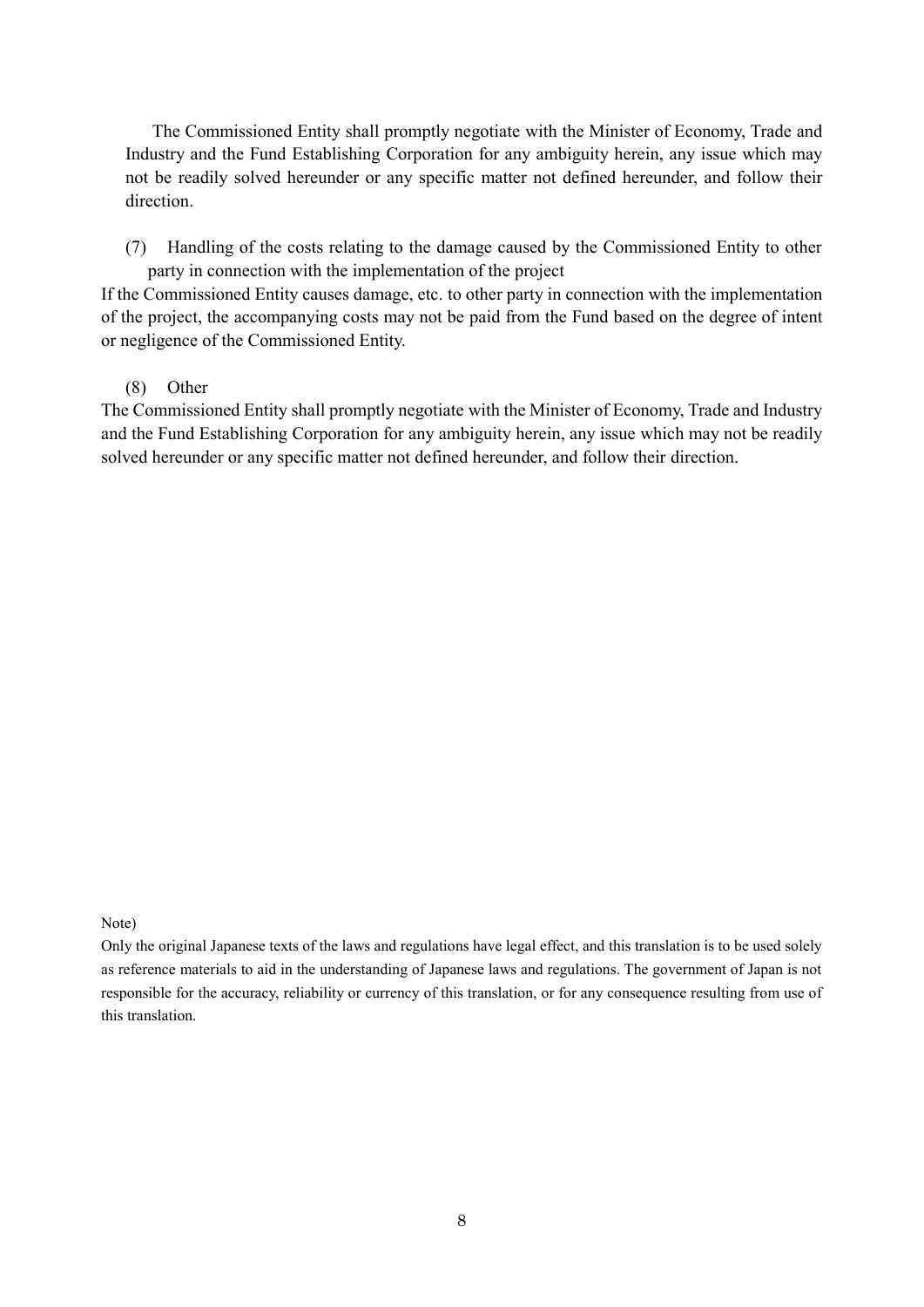The Commissioned Entity shall promptly negotiate with the Minister of Economy, Trade and Industry and the Fund Establishing Corporation for any ambiguity herein, any issue which may not be readily solved hereunder or any specific matter not defined hereunder, and follow their direction.

(7) Handling of the costs relating to the damage caused by the Commissioned Entity to other party in connection with the implementation of the project

If the Commissioned Entity causes damage, etc. to other party in connection with the implementation of the project, the accompanying costs may not be paid from the Fund based on the degree of intent or negligence of the Commissioned Entity.

(8) Other

The Commissioned Entity shall promptly negotiate with the Minister of Economy, Trade and Industry and the Fund Establishing Corporation for any ambiguity herein, any issue which may not be readily solved hereunder or any specific matter not defined hereunder, and follow their direction.

Note)

Only the original Japanese texts of the laws and regulations have legal effect, and this translation is to be used solely as reference materials to aid in the understanding of Japanese laws and regulations. The government of Japan is not responsible for the accuracy, reliability or currency of this translation, or for any consequence resulting from use of this translation.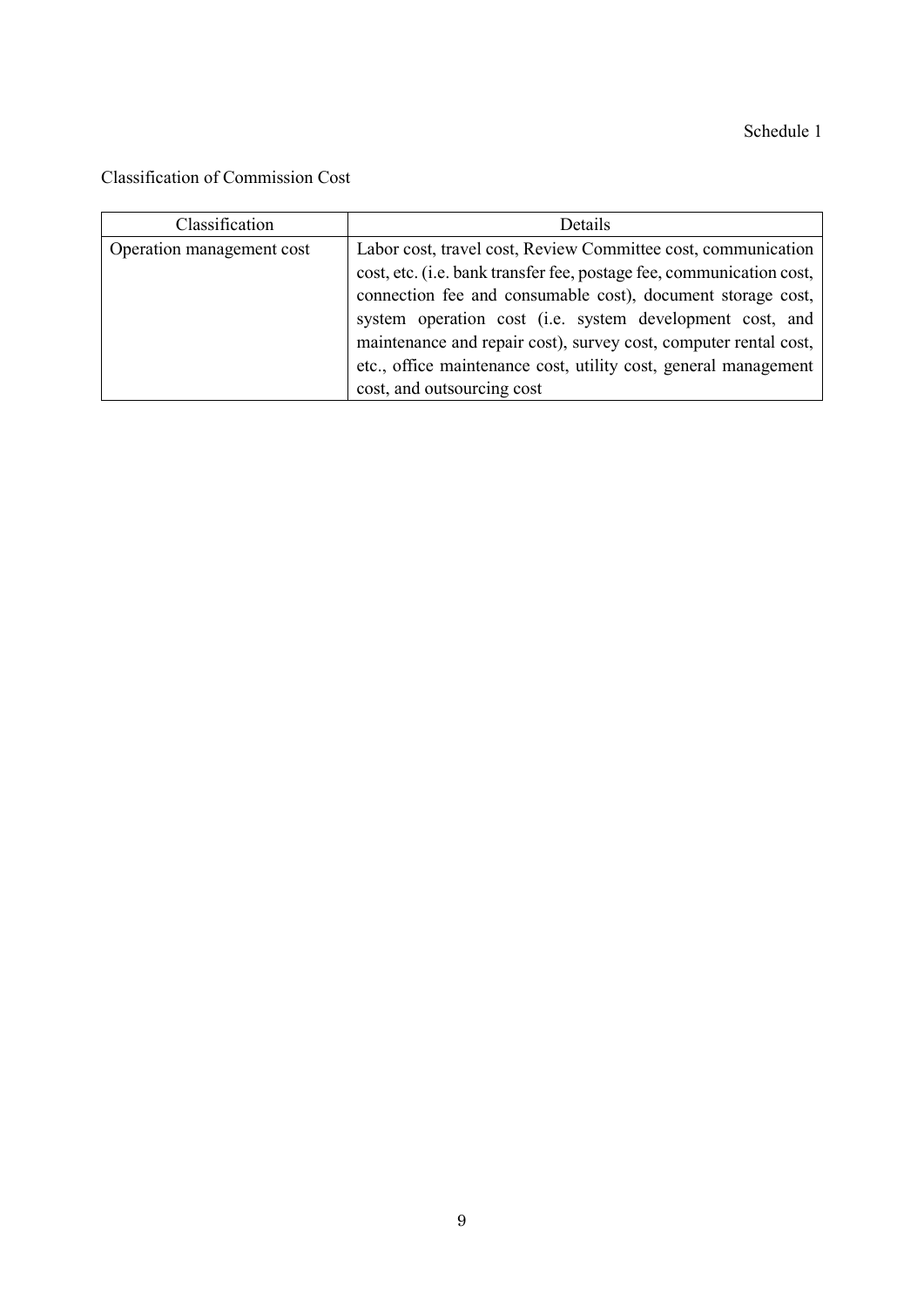Schedule 1

Classification of Commission Cost

| Classification | Details |
| --- | --- |
| Operation management cost | Labor cost, travel cost, Review Committee cost, communication cost, etc. (i.e. bank transfer fee, postage fee, communication cost, connection fee and consumable cost), document storage cost, system operation cost (i.e. system development cost, and maintenance and repair cost), survey cost, computer rental cost, etc., office maintenance cost, utility cost, general management cost, and outsourcing cost |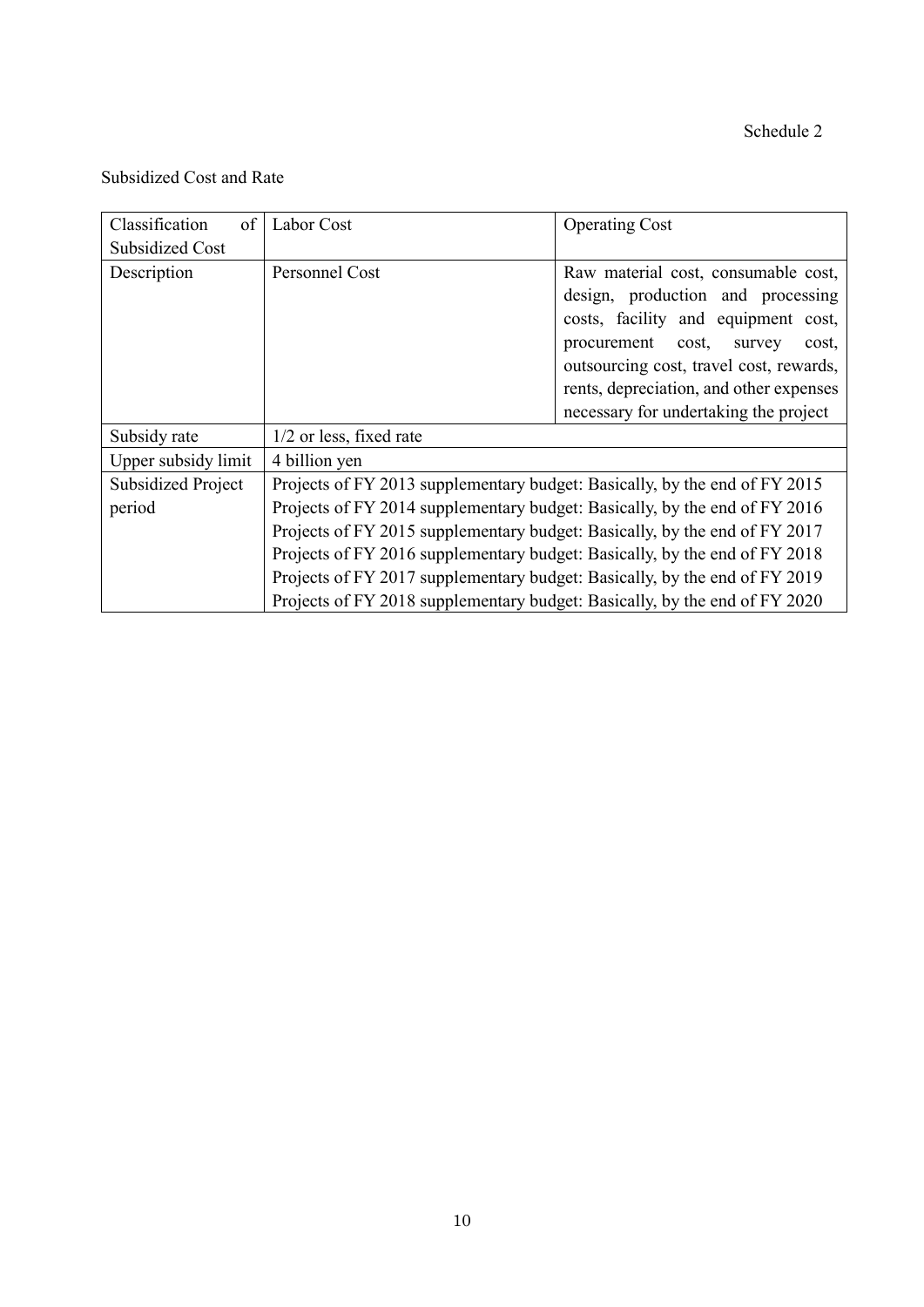Schedule 2

Subsidized Cost and Rate

| Classification of Subsidized Cost | Labor Cost | Operating Cost |
|---|---|---|
| Description | Personnel Cost | Raw material cost, consumable cost, design, production and processing costs, facility and equipment cost, procurement cost, survey cost, outsourcing cost, travel cost, rewards, rents, depreciation, and other expenses necessary for undertaking the project |
| Subsidy rate | 1/2 or less, fixed rate | |
| Upper subsidy limit | 4 billion yen | |
| Subsidized Project period | Projects of FY 2013 supplementary budget: Basically, by the end of FY 2015<br>Projects of FY 2014 supplementary budget: Basically, by the end of FY 2016<br>Projects of FY 2015 supplementary budget: Basically, by the end of FY 2017<br>Projects of FY 2016 supplementary budget: Basically, by the end of FY 2018<br>Projects of FY 2017 supplementary budget: Basically, by the end of FY 2019<br>Projects of FY 2018 supplementary budget: Basically, by the end of FY 2020 | |